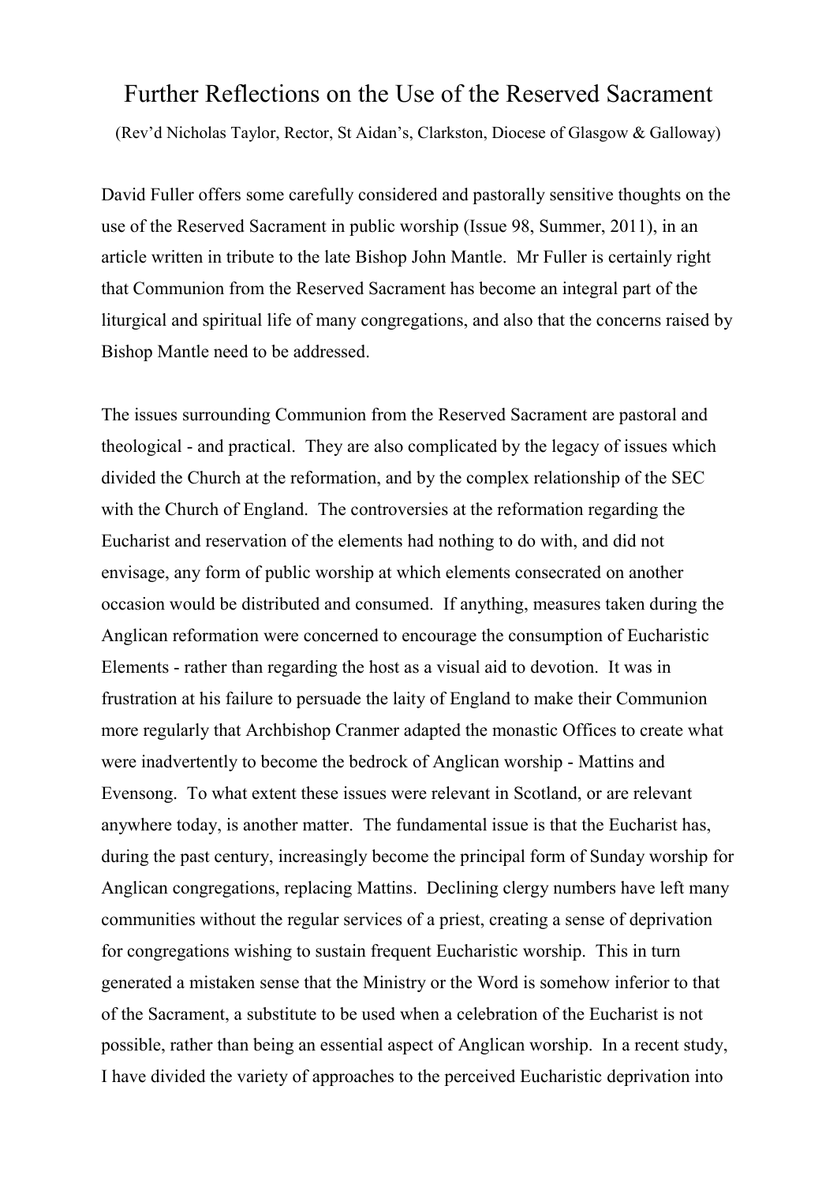# Further Reflections on the Use of the Reserved Sacrament

(Rev'd Nicholas Taylor, Rector, St Aidan's, Clarkston, Diocese of Glasgow & Galloway)

David Fuller offers some carefully considered and pastorally sensitive thoughts on the use of the Reserved Sacrament in public worship (Issue 98, Summer, 2011), in an article written in tribute to the late Bishop John Mantle. Mr Fuller is certainly right that Communion from the Reserved Sacrament has become an integral part of the liturgical and spiritual life of many congregations, and also that the concerns raised by Bishop Mantle need to be addressed.

The issues surrounding Communion from the Reserved Sacrament are pastoral and theological - and practical. They are also complicated by the legacy of issues which divided the Church at the reformation, and by the complex relationship of the SEC with the Church of England. The controversies at the reformation regarding the Eucharist and reservation of the elements had nothing to do with, and did not envisage, any form of public worship at which elements consecrated on another occasion would be distributed and consumed. If anything, measures taken during the Anglican reformation were concerned to encourage the consumption of Eucharistic Elements - rather than regarding the host as a visual aid to devotion. It was in frustration at his failure to persuade the laity of England to make their Communion more regularly that Archbishop Cranmer adapted the monastic Offices to create what were inadvertently to become the bedrock of Anglican worship - Mattins and Evensong. To what extent these issues were relevant in Scotland, or are relevant anywhere today, is another matter. The fundamental issue is that the Eucharist has, during the past century, increasingly become the principal form of Sunday worship for Anglican congregations, replacing Mattins. Declining clergy numbers have left many communities without the regular services of a priest, creating a sense of deprivation for congregations wishing to sustain frequent Eucharistic worship. This in turn generated a mistaken sense that the Ministry or the Word is somehow inferior to that of the Sacrament, a substitute to be used when a celebration of the Eucharist is not possible, rather than being an essential aspect of Anglican worship. In a recent study, I have divided the variety of approaches to the perceived Eucharistic deprivation into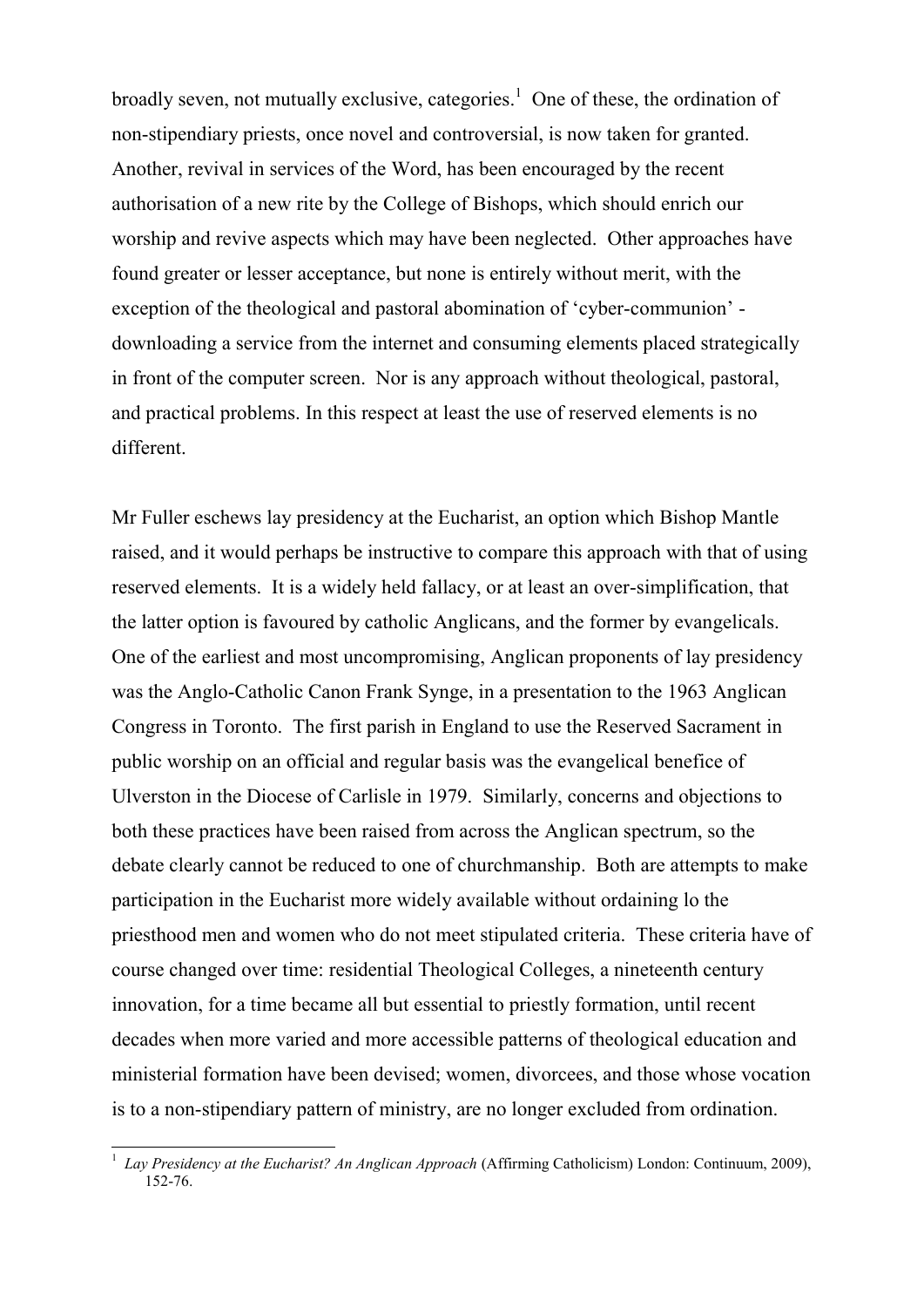broadly seven, not mutually exclusive, categories.[1] One of these, the ordination of non-stipendiary priests, once novel and controversial, is now taken for granted. Another, revival in services of the Word, has been encouraged by the recent authorisation of a new rite by the College of Bishops, which should enrich our worship and revive aspects which may have been neglected. Other approaches have found greater or lesser acceptance, but none is entirely without merit, with the exception of the theological and pastoral abomination of 'cyber-communion' - downloading a service from the internet and consuming elements placed strategically in front of the computer screen. Nor is any approach without theological, pastoral, and practical problems. In this respect at least the use of reserved elements is no different.

Mr Fuller eschews lay presidency at the Eucharist, an option which Bishop Mantle raised, and it would perhaps be instructive to compare this approach with that of using reserved elements. It is a widely held fallacy, or at least an over-simplification, that the latter option is favoured by catholic Anglicans, and the former by evangelicals. One of the earliest and most uncompromising, Anglican proponents of lay presidency was the Anglo-Catholic Canon Frank Synge, in a presentation to the 1963 Anglican Congress in Toronto. The first parish in England to use the Reserved Sacrament in public worship on an official and regular basis was the evangelical benefice of Ulverston in the Diocese of Carlisle in 1979. Similarly, concerns and objections to both these practices have been raised from across the Anglican spectrum, so the debate clearly cannot be reduced to one of churchmanship. Both are attempts to make participation in the Eucharist more widely available without ordaining lo the priesthood men and women who do not meet stipulated criteria. These criteria have of course changed over time: residential Theological Colleges, a nineteenth century innovation, for a time became all but essential to priestly formation, until recent decades when more varied and more accessible patterns of theological education and ministerial formation have been devised; women, divorcees, and those whose vocation is to a non-stipendiary pattern of ministry, are no longer excluded from ordination.

---

[1] *Lay Presidency at the Eucharist? An Anglican Approach* (Affirming Catholicism) London: Continuum, 2009), 152-76.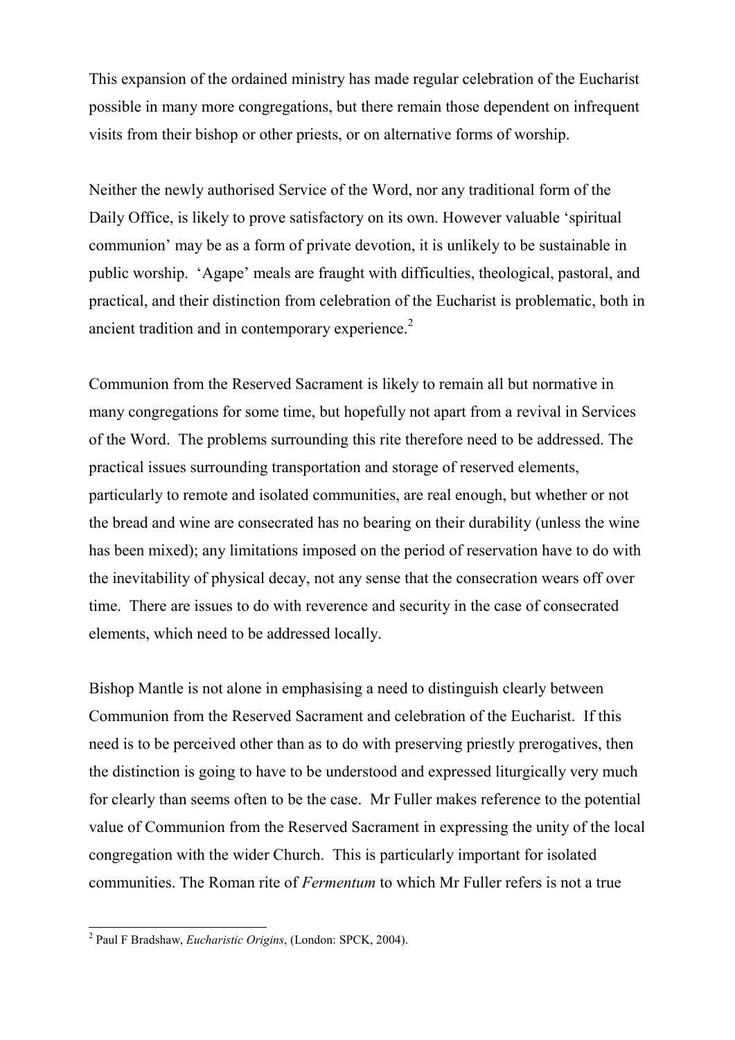This expansion of the ordained ministry has made regular celebration of the Eucharist possible in many more congregations, but there remain those dependent on infrequent visits from their bishop or other priests, or on alternative forms of worship.

Neither the newly authorised Service of the Word, nor any traditional form of the Daily Office, is likely to prove satisfactory on its own. However valuable 'spiritual communion' may be as a form of private devotion, it is unlikely to be sustainable in public worship. 'Agape' meals are fraught with difficulties, theological, pastoral, and practical, and their distinction from celebration of the Eucharist is problematic, both in ancient tradition and in contemporary experience.[2]

Communion from the Reserved Sacrament is likely to remain all but normative in many congregations for some time, but hopefully not apart from a revival in Services of the Word. The problems surrounding this rite therefore need to be addressed. The practical issues surrounding transportation and storage of reserved elements, particularly to remote and isolated communities, are real enough, but whether or not the bread and wine are consecrated has no bearing on their durability (unless the wine has been mixed); any limitations imposed on the period of reservation have to do with the inevitability of physical decay, not any sense that the consecration wears off over time. There are issues to do with reverence and security in the case of consecrated elements, which need to be addressed locally.

Bishop Mantle is not alone in emphasising a need to distinguish clearly between Communion from the Reserved Sacrament and celebration of the Eucharist. If this need is to be perceived other than as to do with preserving priestly prerogatives, then the distinction is going to have to be understood and expressed liturgically very much for clearly than seems often to be the case. Mr Fuller makes reference to the potential value of Communion from the Reserved Sacrament in expressing the unity of the local congregation with the wider Church. This is particularly important for isolated communities. The Roman rite of *Fermentum* to which Mr Fuller refers is not a true

---

[2] Paul F Bradshaw, *Eucharistic Origins*, (London: SPCK, 2004).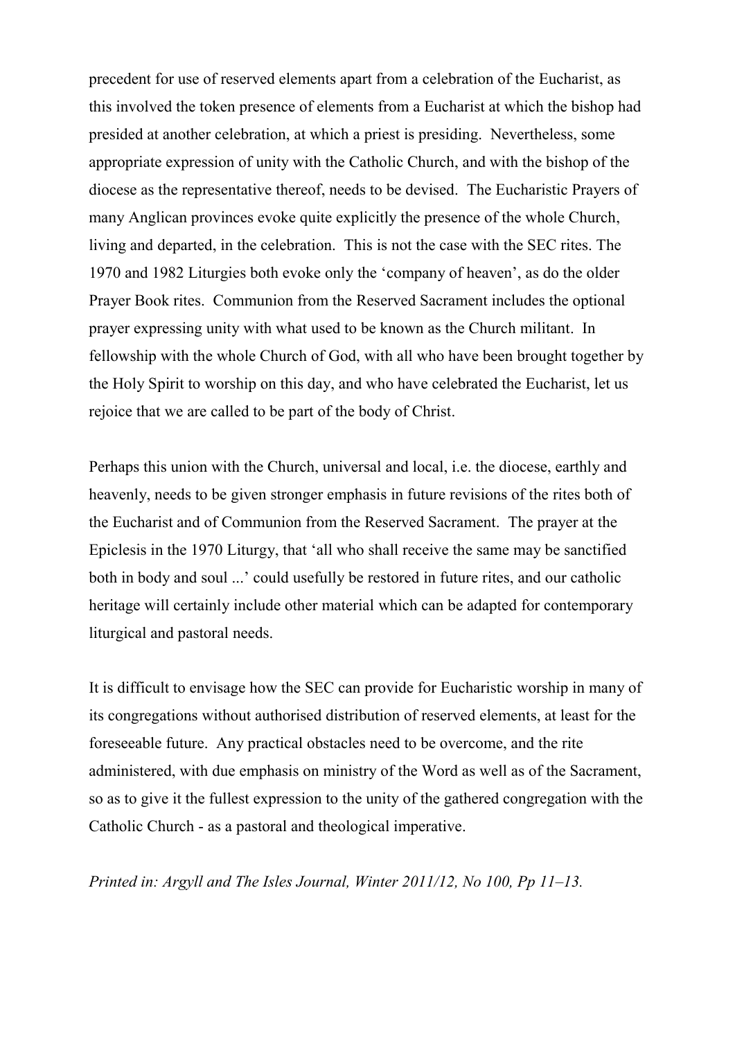precedent for use of reserved elements apart from a celebration of the Eucharist, as this involved the token presence of elements from a Eucharist at which the bishop had presided at another celebration, at which a priest is presiding. Nevertheless, some appropriate expression of unity with the Catholic Church, and with the bishop of the diocese as the representative thereof, needs to be devised. The Eucharistic Prayers of many Anglican provinces evoke quite explicitly the presence of the whole Church, living and departed, in the celebration. This is not the case with the SEC rites. The 1970 and 1982 Liturgies both evoke only the 'company of heaven', as do the older Prayer Book rites. Communion from the Reserved Sacrament includes the optional prayer expressing unity with what used to be known as the Church militant. In fellowship with the whole Church of God, with all who have been brought together by the Holy Spirit to worship on this day, and who have celebrated the Eucharist, let us rejoice that we are called to be part of the body of Christ.

Perhaps this union with the Church, universal and local, i.e. the diocese, earthly and heavenly, needs to be given stronger emphasis in future revisions of the rites both of the Eucharist and of Communion from the Reserved Sacrament. The prayer at the Epiclesis in the 1970 Liturgy, that 'all who shall receive the same may be sanctified both in body and soul ...' could usefully be restored in future rites, and our catholic heritage will certainly include other material which can be adapted for contemporary liturgical and pastoral needs.

It is difficult to envisage how the SEC can provide for Eucharistic worship in many of its congregations without authorised distribution of reserved elements, at least for the foreseeable future. Any practical obstacles need to be overcome, and the rite administered, with due emphasis on ministry of the Word as well as of the Sacrament, so as to give it the fullest expression to the unity of the gathered congregation with the Catholic Church - as a pastoral and theological imperative.

*Printed in: Argyll and The Isles Journal, Winter 2011/12, No 100, Pp 11–13.*